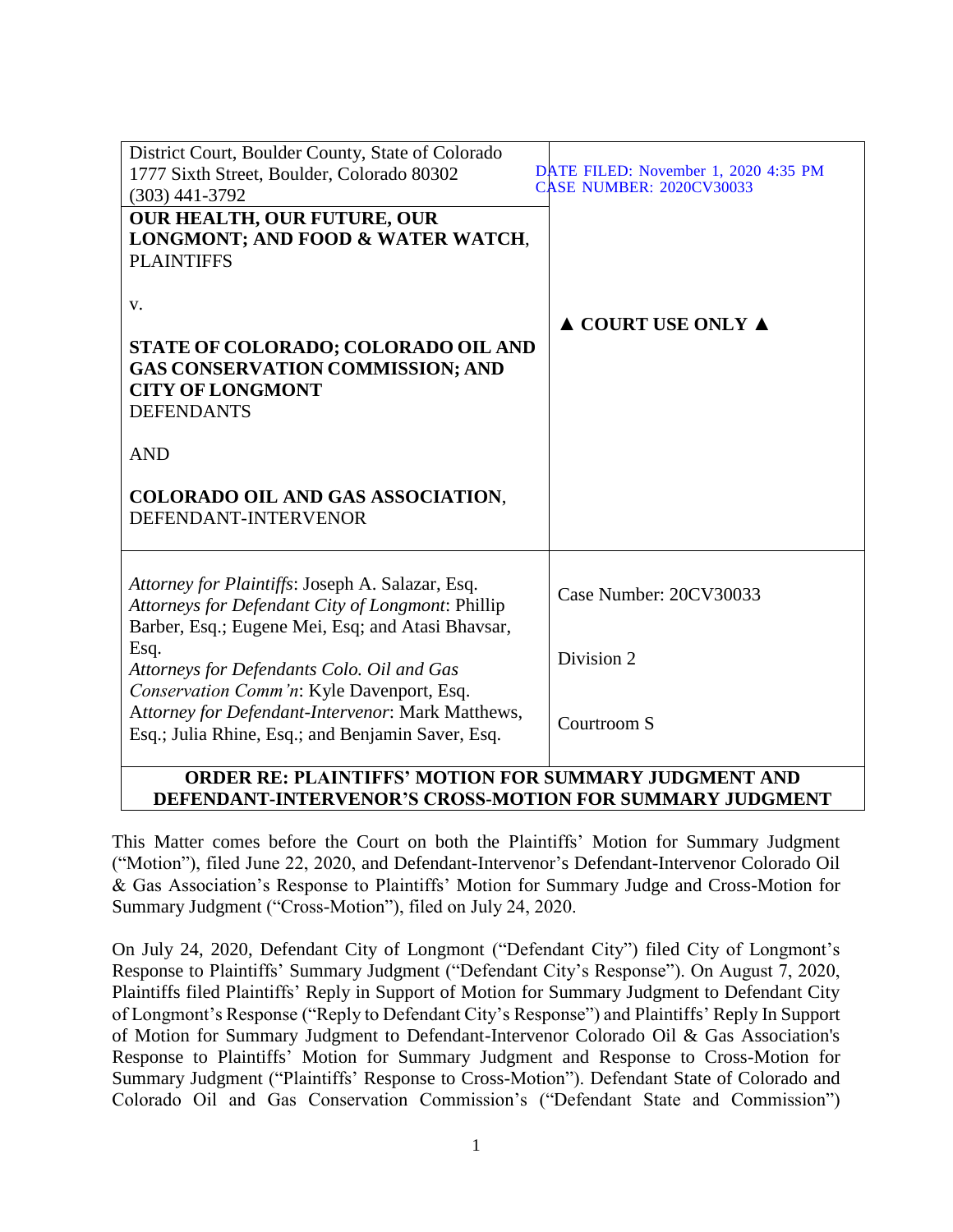| District Court, Boulder County, State of Colorado<br>1777 Sixth Street, Boulder, Colorado 80302<br>(303) 441-3792 | DATE FILED: November 1, 2020 4:35 PM<br>CASE NUMBER: 2020CV30033 |
|---|---|
| **OUR HEALTH, OUR FUTURE, OUR LONGMONT; AND FOOD & WATER WATCH**, PLAINTIFFS<br><br>v.<br><br>**STATE OF COLORADO; COLORADO OIL AND GAS CONSERVATION COMMISSION; AND CITY OF LONGMONT**<br>DEFENDANTS<br><br>AND<br><br>**COLORADO OIL AND GAS ASSOCIATION**, DEFENDANT-INTERVENOR | **▲ COURT USE ONLY ▲** |
| *Attorney for Plaintiffs*: Joseph A. Salazar, Esq.<br>*Attorneys for Defendant City of Longmont*: Phillip Barber, Esq.; Eugene Mei, Esq; and Atasi Bhavsar, Esq.<br>*Attorneys for Defendants Colo. Oil and Gas Conservation Comm'n*: Kyle Davenport, Esq.<br>A*ttorney for Defendant-Intervenor*: Mark Matthews, Esq.; Julia Rhine, Esq.; and Benjamin Saver, Esq. | Case Number: 20CV30033<br><br>Division 2<br><br>Courtroom S |

**ORDER RE: PLAINTIFFS' MOTION FOR SUMMARY JUDGMENT AND DEFENDANT-INTERVENOR'S CROSS-MOTION FOR SUMMARY JUDGMENT**

This Matter comes before the Court on both the Plaintiffs' Motion for Summary Judgment ("Motion"), filed June 22, 2020, and Defendant-Intervenor's Defendant-Intervenor Colorado Oil & Gas Association's Response to Plaintiffs' Motion for Summary Judge and Cross-Motion for Summary Judgment ("Cross-Motion"), filed on July 24, 2020.

On July 24, 2020, Defendant City of Longmont ("Defendant City") filed City of Longmont's Response to Plaintiffs' Summary Judgment ("Defendant City's Response"). On August 7, 2020, Plaintiffs filed Plaintiffs' Reply in Support of Motion for Summary Judgment to Defendant City of Longmont's Response ("Reply to Defendant City's Response") and Plaintiffs' Reply In Support of Motion for Summary Judgment to Defendant-Intervenor Colorado Oil & Gas Association's Response to Plaintiffs' Motion for Summary Judgment and Response to Cross-Motion for Summary Judgment ("Plaintiffs' Response to Cross-Motion"). Defendant State of Colorado and Colorado Oil and Gas Conservation Commission's ("Defendant State and Commission")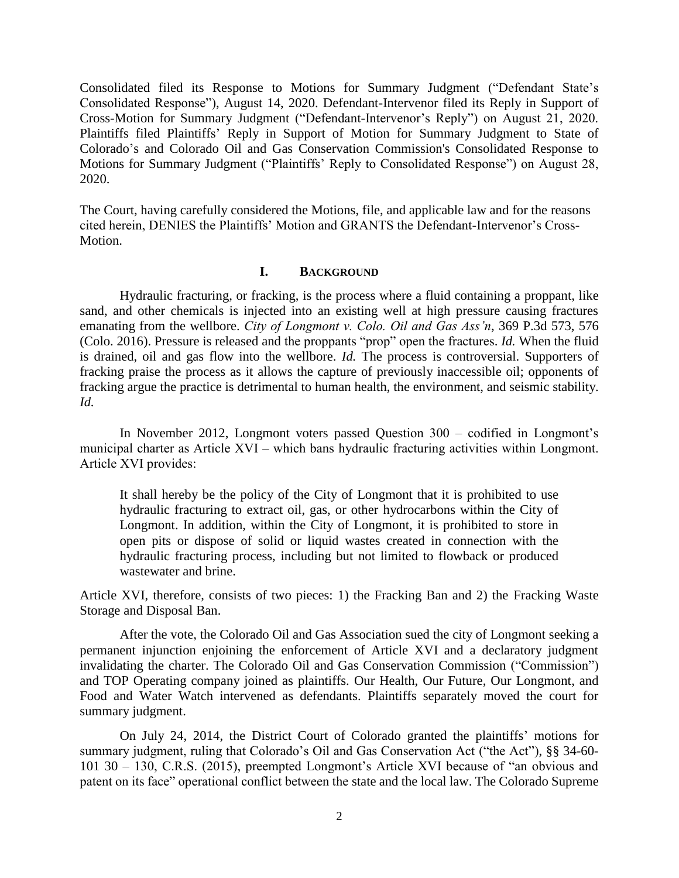Consolidated filed its Response to Motions for Summary Judgment ("Defendant State's Consolidated Response"), August 14, 2020. Defendant-Intervenor filed its Reply in Support of Cross-Motion for Summary Judgment ("Defendant-Intervenor's Reply") on August 21, 2020. Plaintiffs filed Plaintiffs' Reply in Support of Motion for Summary Judgment to State of Colorado's and Colorado Oil and Gas Conservation Commission's Consolidated Response to Motions for Summary Judgment ("Plaintiffs' Reply to Consolidated Response") on August 28, 2020.

The Court, having carefully considered the Motions, file, and applicable law and for the reasons cited herein, DENIES the Plaintiffs' Motion and GRANTS the Defendant-Intervenor's Cross-Motion.

## I. BACKGROUND

Hydraulic fracturing, or fracking, is the process where a fluid containing a proppant, like sand, and other chemicals is injected into an existing well at high pressure causing fractures emanating from the wellbore. *City of Longmont v. Colo. Oil and Gas Ass'n*, 369 P.3d 573, 576 (Colo. 2016). Pressure is released and the proppants "prop" open the fractures. *Id.* When the fluid is drained, oil and gas flow into the wellbore. *Id.* The process is controversial. Supporters of fracking praise the process as it allows the capture of previously inaccessible oil; opponents of fracking argue the practice is detrimental to human health, the environment, and seismic stability. *Id.*

In November 2012, Longmont voters passed Question 300 – codified in Longmont's municipal charter as Article XVI – which bans hydraulic fracturing activities within Longmont. Article XVI provides:

> It shall hereby be the policy of the City of Longmont that it is prohibited to use hydraulic fracturing to extract oil, gas, or other hydrocarbons within the City of Longmont. In addition, within the City of Longmont, it is prohibited to store in open pits or dispose of solid or liquid wastes created in connection with the hydraulic fracturing process, including but not limited to flowback or produced wastewater and brine.

Article XVI, therefore, consists of two pieces: 1) the Fracking Ban and 2) the Fracking Waste Storage and Disposal Ban.

After the vote, the Colorado Oil and Gas Association sued the city of Longmont seeking a permanent injunction enjoining the enforcement of Article XVI and a declaratory judgment invalidating the charter. The Colorado Oil and Gas Conservation Commission ("Commission") and TOP Operating company joined as plaintiffs. Our Health, Our Future, Our Longmont, and Food and Water Watch intervened as defendants. Plaintiffs separately moved the court for summary judgment.

On July 24, 2014, the District Court of Colorado granted the plaintiffs' motions for summary judgment, ruling that Colorado's Oil and Gas Conservation Act ("the Act"), §§ 34-60-101 30 – 130, C.R.S. (2015), preempted Longmont's Article XVI because of "an obvious and patent on its face" operational conflict between the state and the local law. The Colorado Supreme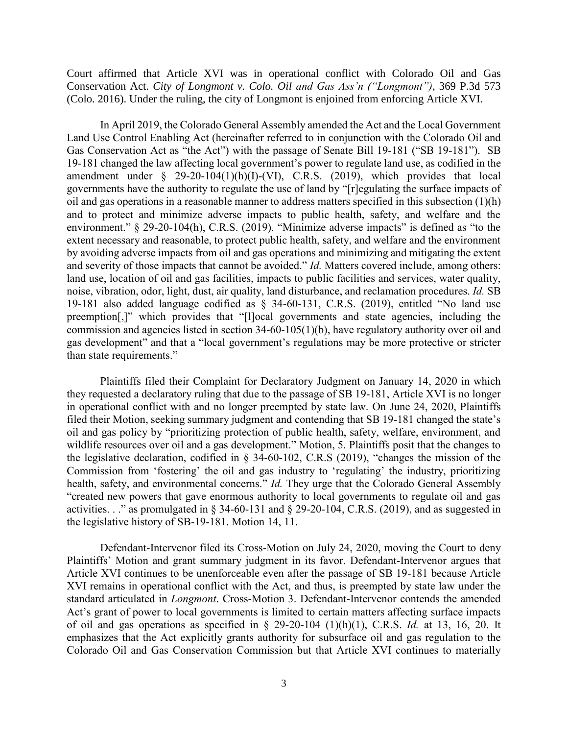Court affirmed that Article XVI was in operational conflict with Colorado Oil and Gas Conservation Act. *City of Longmont v. Colo. Oil and Gas Ass'n ("Longmont"),* 369 P.3d 573 (Colo. 2016). Under the ruling, the city of Longmont is enjoined from enforcing Article XVI.

In April 2019, the Colorado General Assembly amended the Act and the Local Government Land Use Control Enabling Act (hereinafter referred to in conjunction with the Colorado Oil and Gas Conservation Act as "the Act") with the passage of Senate Bill 19-181 ("SB 19-181"). SB 19-181 changed the law affecting local government's power to regulate land use, as codified in the amendment under § 29-20-104(1)(h)(I)-(VI), C.R.S. (2019), which provides that local governments have the authority to regulate the use of land by "[r]egulating the surface impacts of oil and gas operations in a reasonable manner to address matters specified in this subsection (1)(h) and to protect and minimize adverse impacts to public health, safety, and welfare and the environment." § 29-20-104(h), C.R.S. (2019). "Minimize adverse impacts" is defined as "to the extent necessary and reasonable, to protect public health, safety, and welfare and the environment by avoiding adverse impacts from oil and gas operations and minimizing and mitigating the extent and severity of those impacts that cannot be avoided." *Id.* Matters covered include, among others: land use, location of oil and gas facilities, impacts to public facilities and services, water quality, noise, vibration, odor, light, dust, air quality, land disturbance, and reclamation procedures. *Id.* SB 19-181 also added language codified as § 34-60-131, C.R.S. (2019), entitled "No land use preemption[,]" which provides that "[l]ocal governments and state agencies, including the commission and agencies listed in section 34-60-105(1)(b), have regulatory authority over oil and gas development" and that a "local government's regulations may be more protective or stricter than state requirements."

Plaintiffs filed their Complaint for Declaratory Judgment on January 14, 2020 in which they requested a declaratory ruling that due to the passage of SB 19-181, Article XVI is no longer in operational conflict with and no longer preempted by state law. On June 24, 2020, Plaintiffs filed their Motion, seeking summary judgment and contending that SB 19-181 changed the state's oil and gas policy by "prioritizing protection of public health, safety, welfare, environment, and wildlife resources over oil and a gas development." Motion, 5. Plaintiffs posit that the changes to the legislative declaration, codified in § 34-60-102, C.R.S (2019), "changes the mission of the Commission from 'fostering' the oil and gas industry to 'regulating' the industry, prioritizing health, safety, and environmental concerns." *Id.* They urge that the Colorado General Assembly "created new powers that gave enormous authority to local governments to regulate oil and gas activities. . ." as promulgated in § 34-60-131 and § 29-20-104, C.R.S. (2019), and as suggested in the legislative history of SB-19-181. Motion 14, 11.

Defendant-Intervenor filed its Cross-Motion on July 24, 2020, moving the Court to deny Plaintiffs' Motion and grant summary judgment in its favor. Defendant-Intervenor argues that Article XVI continues to be unenforceable even after the passage of SB 19-181 because Article XVI remains in operational conflict with the Act, and thus, is preempted by state law under the standard articulated in *Longmont*. Cross-Motion 3. Defendant-Intervenor contends the amended Act's grant of power to local governments is limited to certain matters affecting surface impacts of oil and gas operations as specified in § 29-20-104 (1)(h)(1), C.R.S. *Id.* at 13, 16, 20. It emphasizes that the Act explicitly grants authority for subsurface oil and gas regulation to the Colorado Oil and Gas Conservation Commission but that Article XVI continues to materially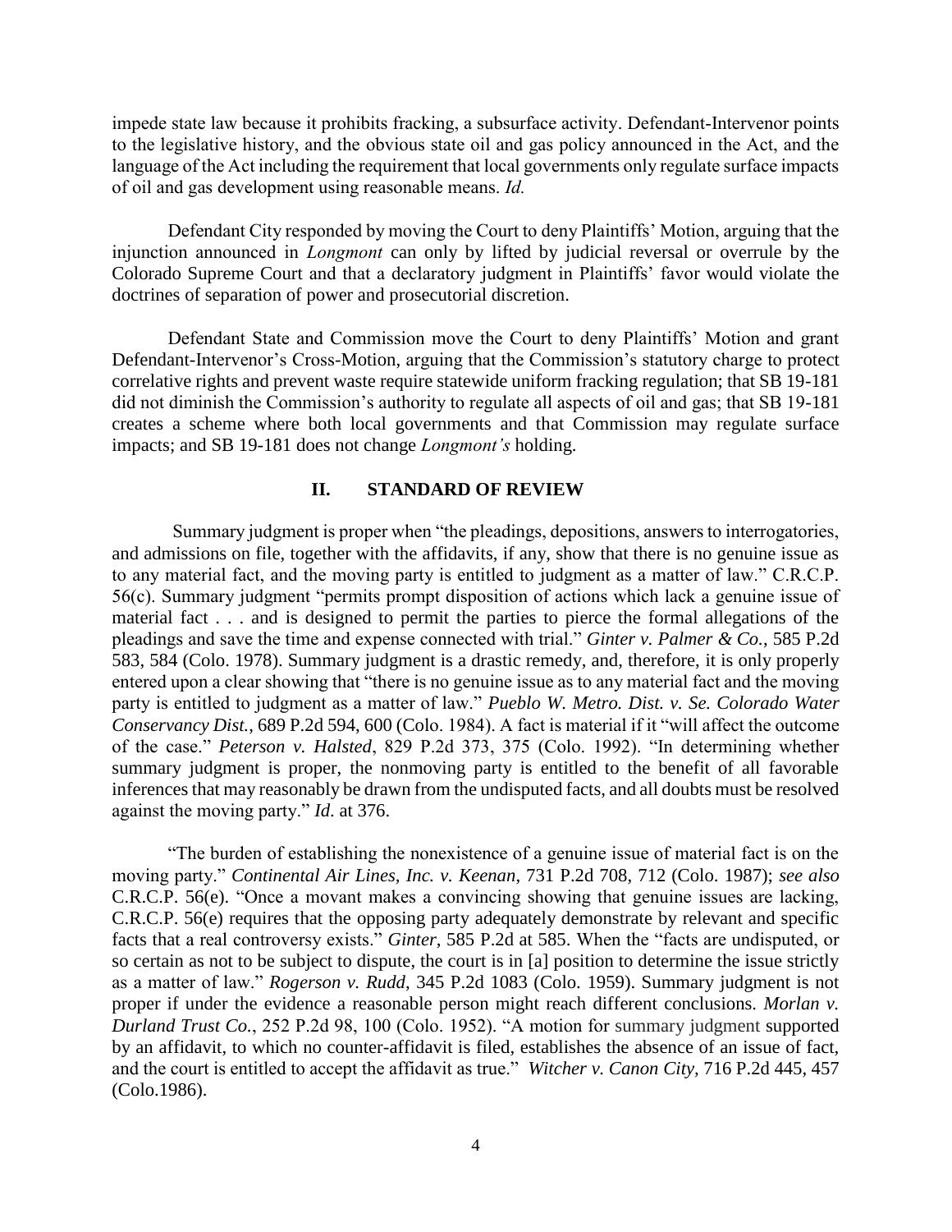impede state law because it prohibits fracking, a subsurface activity. Defendant-Intervenor points to the legislative history, and the obvious state oil and gas policy announced in the Act, and the language of the Act including the requirement that local governments only regulate surface impacts of oil and gas development using reasonable means. *Id.*

Defendant City responded by moving the Court to deny Plaintiffs' Motion, arguing that the injunction announced in *Longmont* can only by lifted by judicial reversal or overrule by the Colorado Supreme Court and that a declaratory judgment in Plaintiffs' favor would violate the doctrines of separation of power and prosecutorial discretion.

Defendant State and Commission move the Court to deny Plaintiffs' Motion and grant Defendant-Intervenor's Cross-Motion, arguing that the Commission's statutory charge to protect correlative rights and prevent waste require statewide uniform fracking regulation; that SB 19-181 did not diminish the Commission's authority to regulate all aspects of oil and gas; that SB 19-181 creates a scheme where both local governments and that Commission may regulate surface impacts; and SB 19-181 does not change *Longmont's* holding.

## II. STANDARD OF REVIEW

Summary judgment is proper when "the pleadings, depositions, answers to interrogatories, and admissions on file, together with the affidavits, if any, show that there is no genuine issue as to any material fact, and the moving party is entitled to judgment as a matter of law." C.R.C.P. 56(c). Summary judgment "permits prompt disposition of actions which lack a genuine issue of material fact . . . and is designed to permit the parties to pierce the formal allegations of the pleadings and save the time and expense connected with trial." *Ginter v. Palmer & Co.*, 585 P.2d 583, 584 (Colo. 1978). Summary judgment is a drastic remedy, and, therefore, it is only properly entered upon a clear showing that "there is no genuine issue as to any material fact and the moving party is entitled to judgment as a matter of law." *Pueblo W. Metro. Dist. v. Se. Colorado Water Conservancy Dist.*, 689 P.2d 594, 600 (Colo. 1984). A fact is material if it "will affect the outcome of the case." *Peterson v. Halsted*, 829 P.2d 373, 375 (Colo. 1992). "In determining whether summary judgment is proper, the nonmoving party is entitled to the benefit of all favorable inferences that may reasonably be drawn from the undisputed facts, and all doubts must be resolved against the moving party." *Id*. at 376.

"The burden of establishing the nonexistence of a genuine issue of material fact is on the moving party." *Continental Air Lines, Inc. v. Keenan*, 731 P.2d 708, 712 (Colo. 1987); *see also* C.R.C.P. 56(e). "Once a movant makes a convincing showing that genuine issues are lacking, C.R.C.P. 56(e) requires that the opposing party adequately demonstrate by relevant and specific facts that a real controversy exists." *Ginter*, 585 P.2d at 585. When the "facts are undisputed, or so certain as not to be subject to dispute, the court is in [a] position to determine the issue strictly as a matter of law." *Rogerson v. Rudd*, 345 P.2d 1083 (Colo. 1959). Summary judgment is not proper if under the evidence a reasonable person might reach different conclusions. *Morlan v. Durland Trust Co.*, 252 P.2d 98, 100 (Colo. 1952). "A motion for summary judgment supported by an affidavit, to which no counter-affidavit is filed, establishes the absence of an issue of fact, and the court is entitled to accept the affidavit as true." *Witcher v. Canon City*, 716 P.2d 445, 457 (Colo.1986).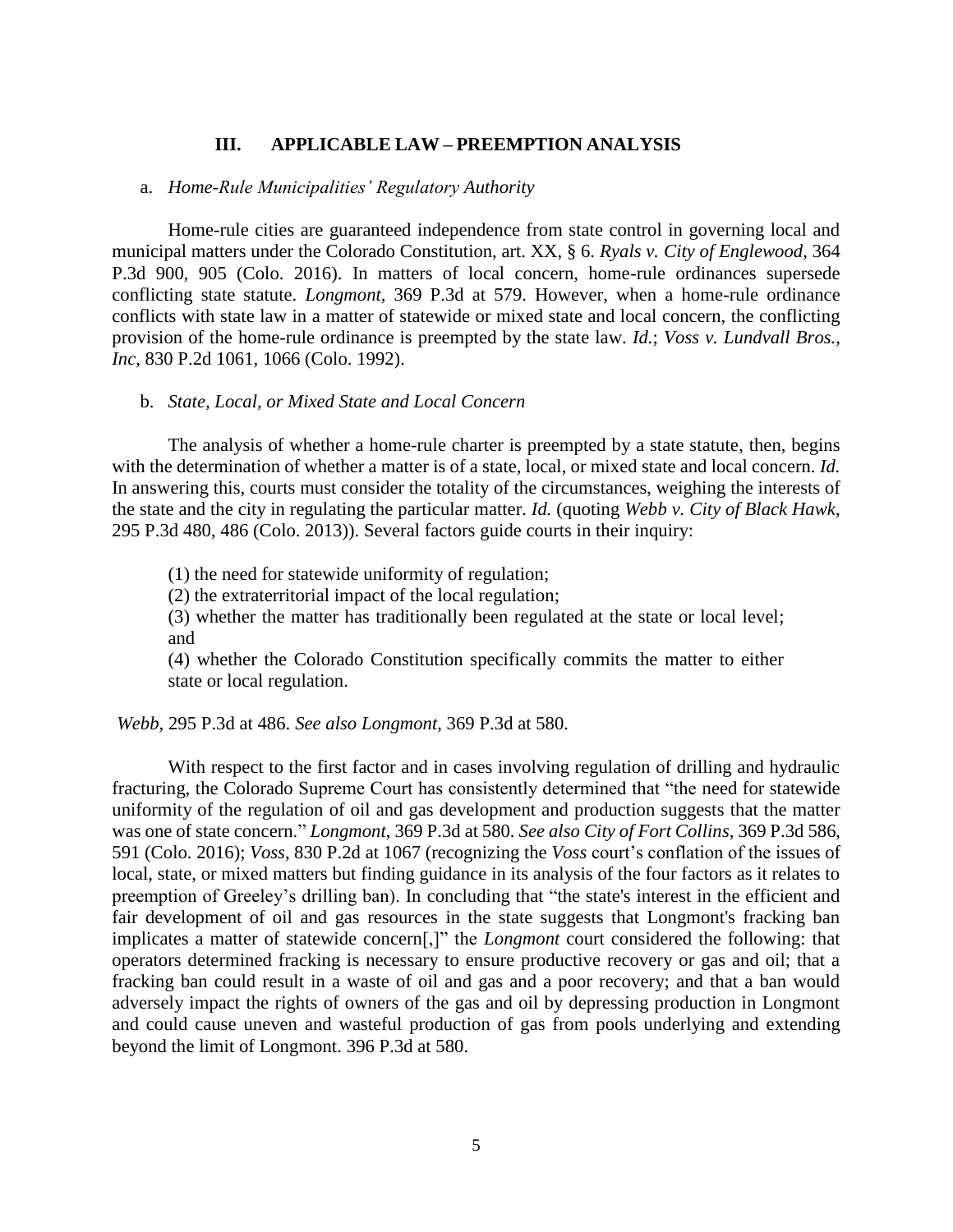### III. APPLICABLE LAW – PREEMPTION ANALYSIS

a. *Home-Rule Municipalities' Regulatory Authority*

Home-rule cities are guaranteed independence from state control in governing local and municipal matters under the Colorado Constitution, art. XX, § 6. *Ryals v. City of Englewood*, 364 P.3d 900, 905 (Colo. 2016). In matters of local concern, home-rule ordinances supersede conflicting state statute. *Longmont*, 369 P.3d at 579. However, when a home-rule ordinance conflicts with state law in a matter of statewide or mixed state and local concern, the conflicting provision of the home-rule ordinance is preempted by the state law. *Id.*; *Voss v. Lundvall Bros., Inc*, 830 P.2d 1061, 1066 (Colo. 1992).

b. *State, Local, or Mixed State and Local Concern*

The analysis of whether a home-rule charter is preempted by a state statute, then, begins with the determination of whether a matter is of a state, local, or mixed state and local concern. *Id.* In answering this, courts must consider the totality of the circumstances, weighing the interests of the state and the city in regulating the particular matter. *Id.* (quoting *Webb v. City of Black Hawk*, 295 P.3d 480, 486 (Colo. 2013)). Several factors guide courts in their inquiry:

> (1) the need for statewide uniformity of regulation;
> (2) the extraterritorial impact of the local regulation;
> (3) whether the matter has traditionally been regulated at the state or local level; and
> (4) whether the Colorado Constitution specifically commits the matter to either state or local regulation.

*Webb*, 295 P.3d at 486. *See also Longmont*, 369 P.3d at 580.

With respect to the first factor and in cases involving regulation of drilling and hydraulic fracturing, the Colorado Supreme Court has consistently determined that "the need for statewide uniformity of the regulation of oil and gas development and production suggests that the matter was one of state concern." *Longmont*, 369 P.3d at 580. *See also City of Fort Collins*, 369 P.3d 586, 591 (Colo. 2016); *Voss*, 830 P.2d at 1067 (recognizing the *Voss* court's conflation of the issues of local, state, or mixed matters but finding guidance in its analysis of the four factors as it relates to preemption of Greeley's drilling ban). In concluding that "the state's interest in the efficient and fair development of oil and gas resources in the state suggests that Longmont's fracking ban implicates a matter of statewide concern[,]" the *Longmont* court considered the following: that operators determined fracking is necessary to ensure productive recovery or gas and oil; that a fracking ban could result in a waste of oil and gas and a poor recovery; and that a ban would adversely impact the rights of owners of the gas and oil by depressing production in Longmont and could cause uneven and wasteful production of gas from pools underlying and extending beyond the limit of Longmont. 396 P.3d at 580.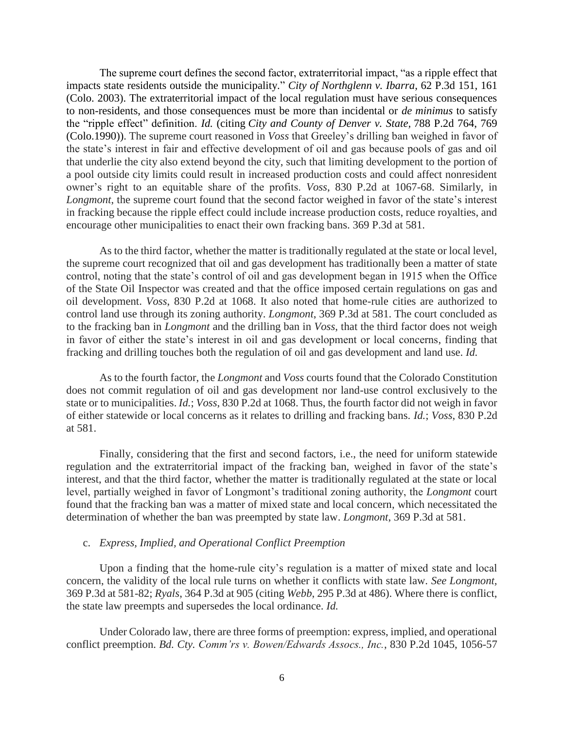The supreme court defines the second factor, extraterritorial impact, "as a ripple effect that impacts state residents outside the municipality." *City of Northglenn v. Ibarra*, 62 P.3d 151, 161 (Colo. 2003). The extraterritorial impact of the local regulation must have serious consequences to non-residents, and those consequences must be more than incidental or *de minimus* to satisfy the "ripple effect" definition. *Id.* (citing *City and County of Denver v. State*, 788 P.2d 764, 769 (Colo.1990)). The supreme court reasoned in *Voss* that Greeley's drilling ban weighed in favor of the state's interest in fair and effective development of oil and gas because pools of gas and oil that underlie the city also extend beyond the city, such that limiting development to the portion of a pool outside city limits could result in increased production costs and could affect nonresident owner's right to an equitable share of the profits. *Voss*, 830 P.2d at 1067-68. Similarly, in *Longmont*, the supreme court found that the second factor weighed in favor of the state's interest in fracking because the ripple effect could include increase production costs, reduce royalties, and encourage other municipalities to enact their own fracking bans. 369 P.3d at 581.

As to the third factor, whether the matter is traditionally regulated at the state or local level, the supreme court recognized that oil and gas development has traditionally been a matter of state control, noting that the state's control of oil and gas development began in 1915 when the Office of the State Oil Inspector was created and that the office imposed certain regulations on gas and oil development. *Voss*, 830 P.2d at 1068. It also noted that home-rule cities are authorized to control land use through its zoning authority. *Longmont*, 369 P.3d at 581. The court concluded as to the fracking ban in *Longmont* and the drilling ban in *Voss*, that the third factor does not weigh in favor of either the state's interest in oil and gas development or local concerns, finding that fracking and drilling touches both the regulation of oil and gas development and land use. *Id.*

As to the fourth factor, the *Longmont* and *Voss* courts found that the Colorado Constitution does not commit regulation of oil and gas development nor land-use control exclusively to the state or to municipalities. *Id.*; *Voss*, 830 P.2d at 1068. Thus, the fourth factor did not weigh in favor of either statewide or local concerns as it relates to drilling and fracking bans. *Id.*; *Voss*, 830 P.2d at 581.

Finally, considering that the first and second factors, i.e., the need for uniform statewide regulation and the extraterritorial impact of the fracking ban, weighed in favor of the state's interest, and that the third factor, whether the matter is traditionally regulated at the state or local level, partially weighed in favor of Longmont's traditional zoning authority, the *Longmont* court found that the fracking ban was a matter of mixed state and local concern, which necessitated the determination of whether the ban was preempted by state law. *Longmont*, 369 P.3d at 581.

c. *Express, Implied, and Operational Conflict Preemption*

Upon a finding that the home-rule city's regulation is a matter of mixed state and local concern, the validity of the local rule turns on whether it conflicts with state law. *See Longmont*, 369 P.3d at 581-82; *Ryals*, 364 P.3d at 905 (citing *Webb*, 295 P.3d at 486). Where there is conflict, the state law preempts and supersedes the local ordinance. *Id.*

Under Colorado law, there are three forms of preemption: express, implied, and operational conflict preemption. *Bd. Cty. Comm'rs v. Bowen/Edwards Assocs., Inc.*, 830 P.2d 1045, 1056-57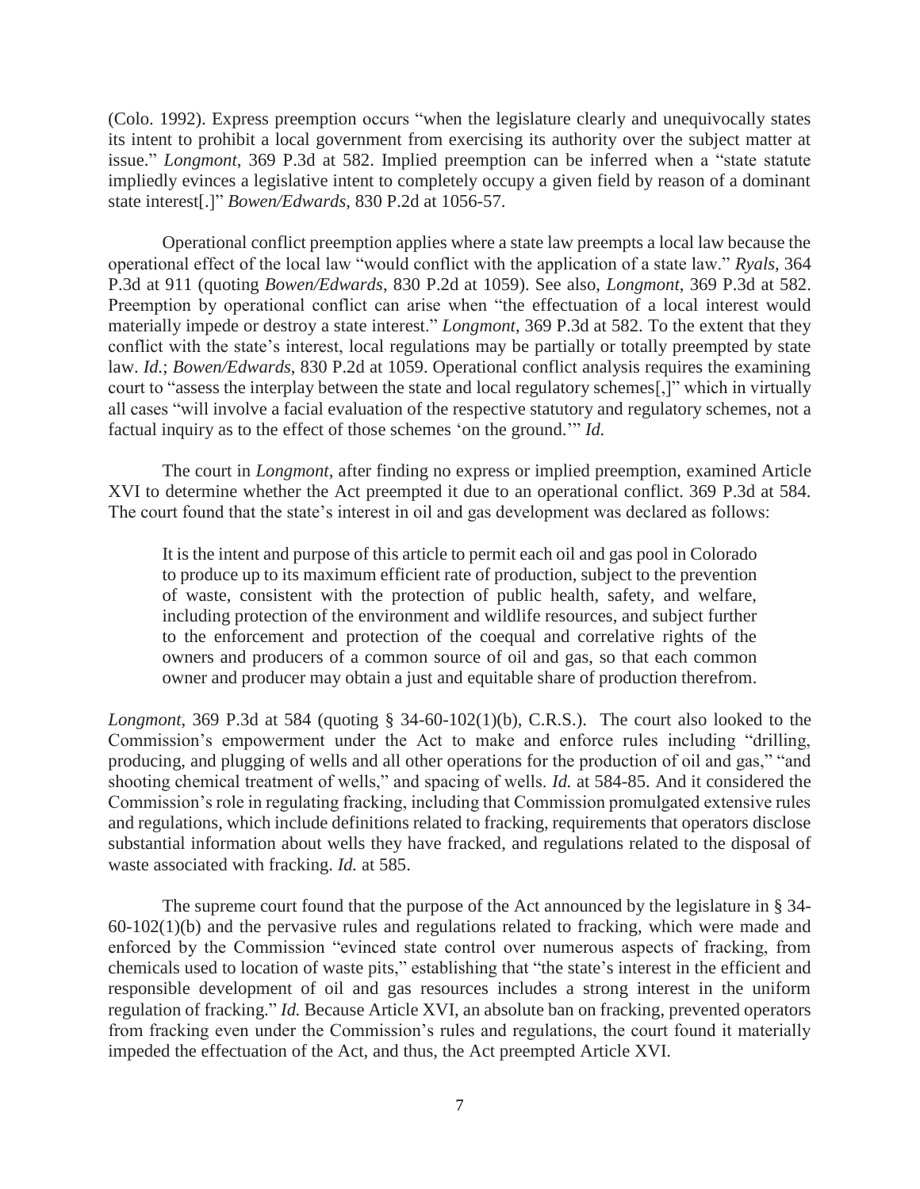(Colo. 1992). Express preemption occurs "when the legislature clearly and unequivocally states its intent to prohibit a local government from exercising its authority over the subject matter at issue." *Longmont*, 369 P.3d at 582. Implied preemption can be inferred when a "state statute impliedly evinces a legislative intent to completely occupy a given field by reason of a dominant state interest[.]" *Bowen/Edwards*, 830 P.2d at 1056-57.

Operational conflict preemption applies where a state law preempts a local law because the operational effect of the local law "would conflict with the application of a state law." *Ryals*, 364 P.3d at 911 (quoting *Bowen/Edwards*, 830 P.2d at 1059). See also, *Longmont*, 369 P.3d at 582. Preemption by operational conflict can arise when "the effectuation of a local interest would materially impede or destroy a state interest." *Longmont*, 369 P.3d at 582. To the extent that they conflict with the state's interest, local regulations may be partially or totally preempted by state law. *Id.*; *Bowen/Edwards*, 830 P.2d at 1059. Operational conflict analysis requires the examining court to "assess the interplay between the state and local regulatory schemes[,]" which in virtually all cases "will involve a facial evaluation of the respective statutory and regulatory schemes, not a factual inquiry as to the effect of those schemes 'on the ground.'" *Id.*

The court in *Longmont*, after finding no express or implied preemption, examined Article XVI to determine whether the Act preempted it due to an operational conflict. 369 P.3d at 584. The court found that the state's interest in oil and gas development was declared as follows:

> It is the intent and purpose of this article to permit each oil and gas pool in Colorado to produce up to its maximum efficient rate of production, subject to the prevention of waste, consistent with the protection of public health, safety, and welfare, including protection of the environment and wildlife resources, and subject further to the enforcement and protection of the coequal and correlative rights of the owners and producers of a common source of oil and gas, so that each common owner and producer may obtain a just and equitable share of production therefrom.

*Longmont*, 369 P.3d at 584 (quoting § 34-60-102(1)(b), C.R.S.). The court also looked to the Commission's empowerment under the Act to make and enforce rules including "drilling, producing, and plugging of wells and all other operations for the production of oil and gas," "and shooting chemical treatment of wells," and spacing of wells. *Id.* at 584-85. And it considered the Commission's role in regulating fracking, including that Commission promulgated extensive rules and regulations, which include definitions related to fracking, requirements that operators disclose substantial information about wells they have fracked, and regulations related to the disposal of waste associated with fracking. *Id.* at 585.

The supreme court found that the purpose of the Act announced by the legislature in § 34-60-102(1)(b) and the pervasive rules and regulations related to fracking, which were made and enforced by the Commission "evinced state control over numerous aspects of fracking, from chemicals used to location of waste pits," establishing that "the state's interest in the efficient and responsible development of oil and gas resources includes a strong interest in the uniform regulation of fracking." *Id.* Because Article XVI, an absolute ban on fracking, prevented operators from fracking even under the Commission's rules and regulations, the court found it materially impeded the effectuation of the Act, and thus, the Act preempted Article XVI.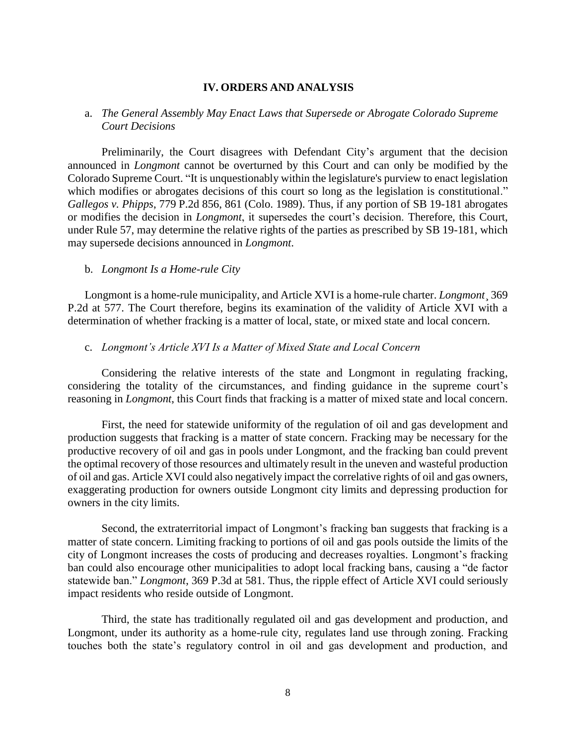## IV. ORDERS AND ANALYSIS

a. *The General Assembly May Enact Laws that Supersede or Abrogate Colorado Supreme Court Decisions*

Preliminarily, the Court disagrees with Defendant City's argument that the decision announced in *Longmont* cannot be overturned by this Court and can only be modified by the Colorado Supreme Court. "It is unquestionably within the legislature's purview to enact legislation which modifies or abrogates decisions of this court so long as the legislation is constitutional." *Gallegos v. Phipps*, 779 P.2d 856, 861 (Colo. 1989). Thus, if any portion of SB 19-181 abrogates or modifies the decision in *Longmont*, it supersedes the court's decision. Therefore, this Court, under Rule 57, may determine the relative rights of the parties as prescribed by SB 19-181, which may supersede decisions announced in *Longmont*.

b. *Longmont Is a Home-rule City*

Longmont is a home-rule municipality, and Article XVI is a home-rule charter. *Longmont*¸ 369 P.2d at 577. The Court therefore, begins its examination of the validity of Article XVI with a determination of whether fracking is a matter of local, state, or mixed state and local concern.

c. *Longmont's Article XVI Is a Matter of Mixed State and Local Concern*

Considering the relative interests of the state and Longmont in regulating fracking, considering the totality of the circumstances, and finding guidance in the supreme court's reasoning in *Longmont*, this Court finds that fracking is a matter of mixed state and local concern.

First, the need for statewide uniformity of the regulation of oil and gas development and production suggests that fracking is a matter of state concern. Fracking may be necessary for the productive recovery of oil and gas in pools under Longmont, and the fracking ban could prevent the optimal recovery of those resources and ultimately result in the uneven and wasteful production of oil and gas. Article XVI could also negatively impact the correlative rights of oil and gas owners, exaggerating production for owners outside Longmont city limits and depressing production for owners in the city limits.

Second, the extraterritorial impact of Longmont's fracking ban suggests that fracking is a matter of state concern. Limiting fracking to portions of oil and gas pools outside the limits of the city of Longmont increases the costs of producing and decreases royalties. Longmont's fracking ban could also encourage other municipalities to adopt local fracking bans, causing a "de factor statewide ban." *Longmont*, 369 P.3d at 581. Thus, the ripple effect of Article XVI could seriously impact residents who reside outside of Longmont.

Third, the state has traditionally regulated oil and gas development and production, and Longmont, under its authority as a home-rule city, regulates land use through zoning. Fracking touches both the state's regulatory control in oil and gas development and production, and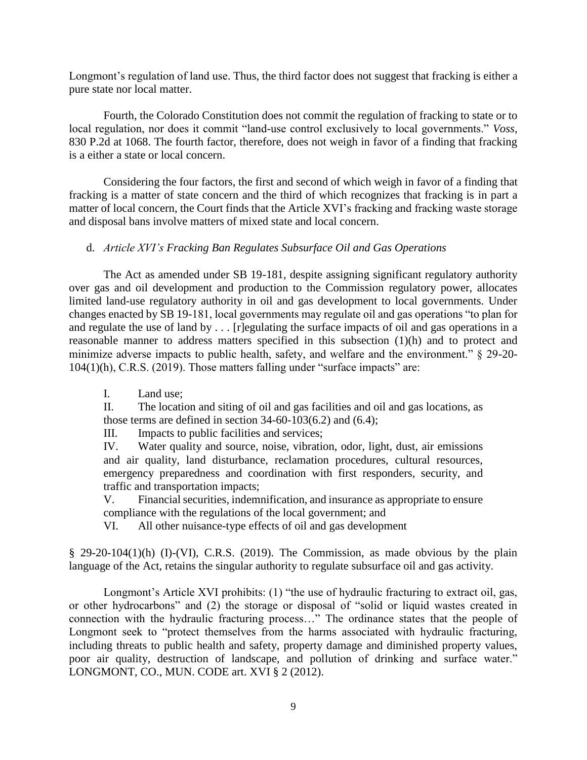Longmont's regulation of land use. Thus, the third factor does not suggest that fracking is either a pure state nor local matter.

Fourth, the Colorado Constitution does not commit the regulation of fracking to state or to local regulation, nor does it commit "land-use control exclusively to local governments." *Voss*, 830 P.2d at 1068. The fourth factor, therefore, does not weigh in favor of a finding that fracking is a either a state or local concern.

Considering the four factors, the first and second of which weigh in favor of a finding that fracking is a matter of state concern and the third of which recognizes that fracking is in part a matter of local concern, the Court finds that the Article XVI's fracking and fracking waste storage and disposal bans involve matters of mixed state and local concern.

d. *Article XVI's Fracking Ban Regulates Subsurface Oil and Gas Operations*

The Act as amended under SB 19-181, despite assigning significant regulatory authority over gas and oil development and production to the Commission regulatory power, allocates limited land-use regulatory authority in oil and gas development to local governments. Under changes enacted by SB 19-181, local governments may regulate oil and gas operations "to plan for and regulate the use of land by . . . [r]egulating the surface impacts of oil and gas operations in a reasonable manner to address matters specified in this subsection (1)(h) and to protect and minimize adverse impacts to public health, safety, and welfare and the environment." § 29-20-104(1)(h), C.R.S. (2019). Those matters falling under "surface impacts" are:

> I. Land use;
>
> II. The location and siting of oil and gas facilities and oil and gas locations, as those terms are defined in section 34-60-103(6.2) and (6.4);
>
> III. Impacts to public facilities and services;
>
> IV. Water quality and source, noise, vibration, odor, light, dust, air emissions and air quality, land disturbance, reclamation procedures, cultural resources, emergency preparedness and coordination with first responders, security, and traffic and transportation impacts;
>
> V. Financial securities, indemnification, and insurance as appropriate to ensure compliance with the regulations of the local government; and
>
> VI. All other nuisance-type effects of oil and gas development

§ 29-20-104(1)(h) (I)-(VI), C.R.S. (2019). The Commission, as made obvious by the plain language of the Act, retains the singular authority to regulate subsurface oil and gas activity.

Longmont's Article XVI prohibits: (1) "the use of hydraulic fracturing to extract oil, gas, or other hydrocarbons" and (2) the storage or disposal of "solid or liquid wastes created in connection with the hydraulic fracturing process…" The ordinance states that the people of Longmont seek to "protect themselves from the harms associated with hydraulic fracturing, including threats to public health and safety, property damage and diminished property values, poor air quality, destruction of landscape, and pollution of drinking and surface water." LONGMONT, CO., MUN. CODE art. XVI § 2 (2012).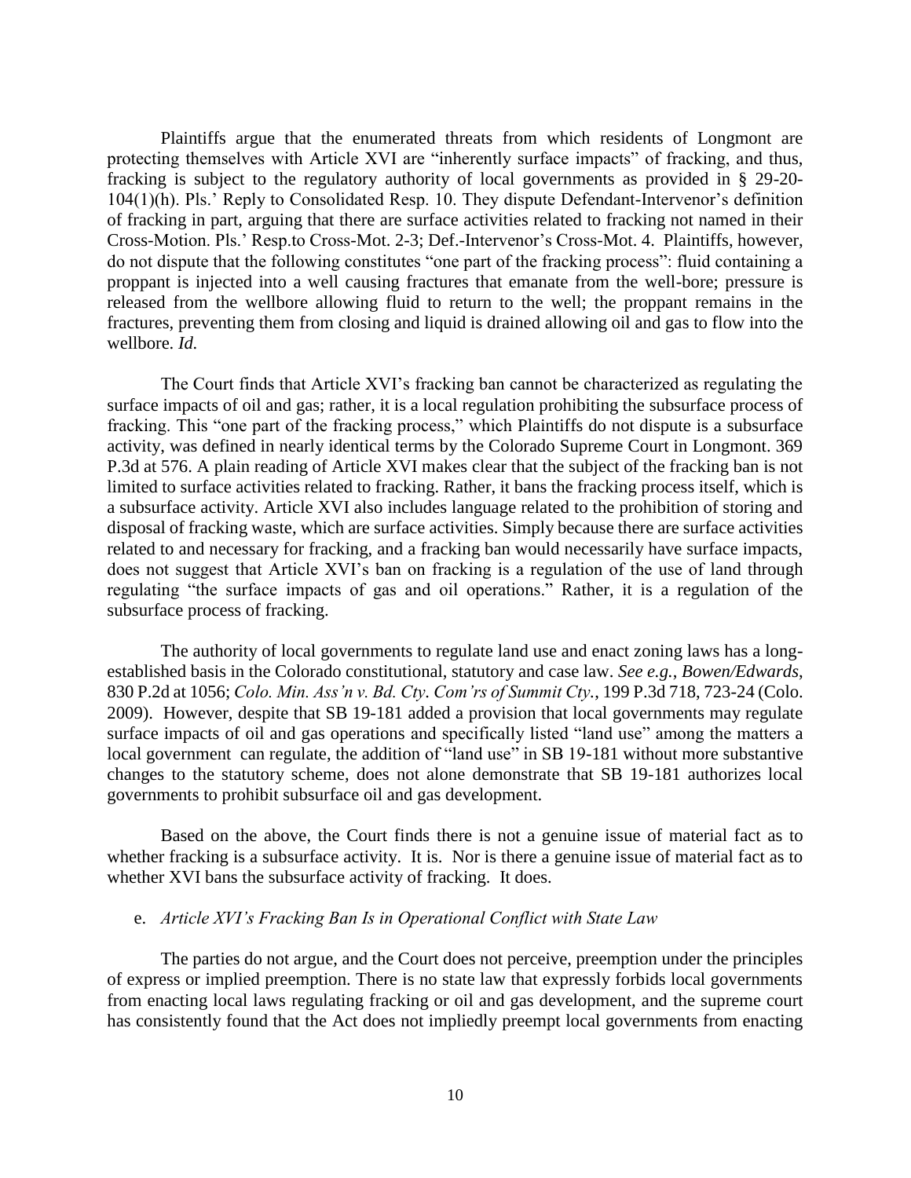Plaintiffs argue that the enumerated threats from which residents of Longmont are protecting themselves with Article XVI are "inherently surface impacts" of fracking, and thus, fracking is subject to the regulatory authority of local governments as provided in § 29-20-104(1)(h). Pls.' Reply to Consolidated Resp. 10. They dispute Defendant-Intervenor's definition of fracking in part, arguing that there are surface activities related to fracking not named in their Cross-Motion. Pls.' Resp.to Cross-Mot. 2-3; Def.-Intervenor's Cross-Mot. 4. Plaintiffs, however, do not dispute that the following constitutes "one part of the fracking process": fluid containing a proppant is injected into a well causing fractures that emanate from the well-bore; pressure is released from the wellbore allowing fluid to return to the well; the proppant remains in the fractures, preventing them from closing and liquid is drained allowing oil and gas to flow into the wellbore. *Id.*

The Court finds that Article XVI's fracking ban cannot be characterized as regulating the surface impacts of oil and gas; rather, it is a local regulation prohibiting the subsurface process of fracking. This "one part of the fracking process," which Plaintiffs do not dispute is a subsurface activity, was defined in nearly identical terms by the Colorado Supreme Court in Longmont. 369 P.3d at 576. A plain reading of Article XVI makes clear that the subject of the fracking ban is not limited to surface activities related to fracking. Rather, it bans the fracking process itself, which is a subsurface activity. Article XVI also includes language related to the prohibition of storing and disposal of fracking waste, which are surface activities. Simply because there are surface activities related to and necessary for fracking, and a fracking ban would necessarily have surface impacts, does not suggest that Article XVI's ban on fracking is a regulation of the use of land through regulating "the surface impacts of gas and oil operations." Rather, it is a regulation of the subsurface process of fracking.

The authority of local governments to regulate land use and enact zoning laws has a long-established basis in the Colorado constitutional, statutory and case law. *See e.g.*, *Bowen/Edwards*, 830 P.2d at 1056; *Colo. Min. Ass'n v. Bd. Cty. Com'rs of Summit Cty.*, 199 P.3d 718, 723-24 (Colo. 2009). However, despite that SB 19-181 added a provision that local governments may regulate surface impacts of oil and gas operations and specifically listed "land use" among the matters a local government can regulate, the addition of "land use" in SB 19-181 without more substantive changes to the statutory scheme, does not alone demonstrate that SB 19-181 authorizes local governments to prohibit subsurface oil and gas development.

Based on the above, the Court finds there is not a genuine issue of material fact as to whether fracking is a subsurface activity. It is. Nor is there a genuine issue of material fact as to whether XVI bans the subsurface activity of fracking. It does.

e. *Article XVI's Fracking Ban Is in Operational Conflict with State Law*

The parties do not argue, and the Court does not perceive, preemption under the principles of express or implied preemption. There is no state law that expressly forbids local governments from enacting local laws regulating fracking or oil and gas development, and the supreme court has consistently found that the Act does not impliedly preempt local governments from enacting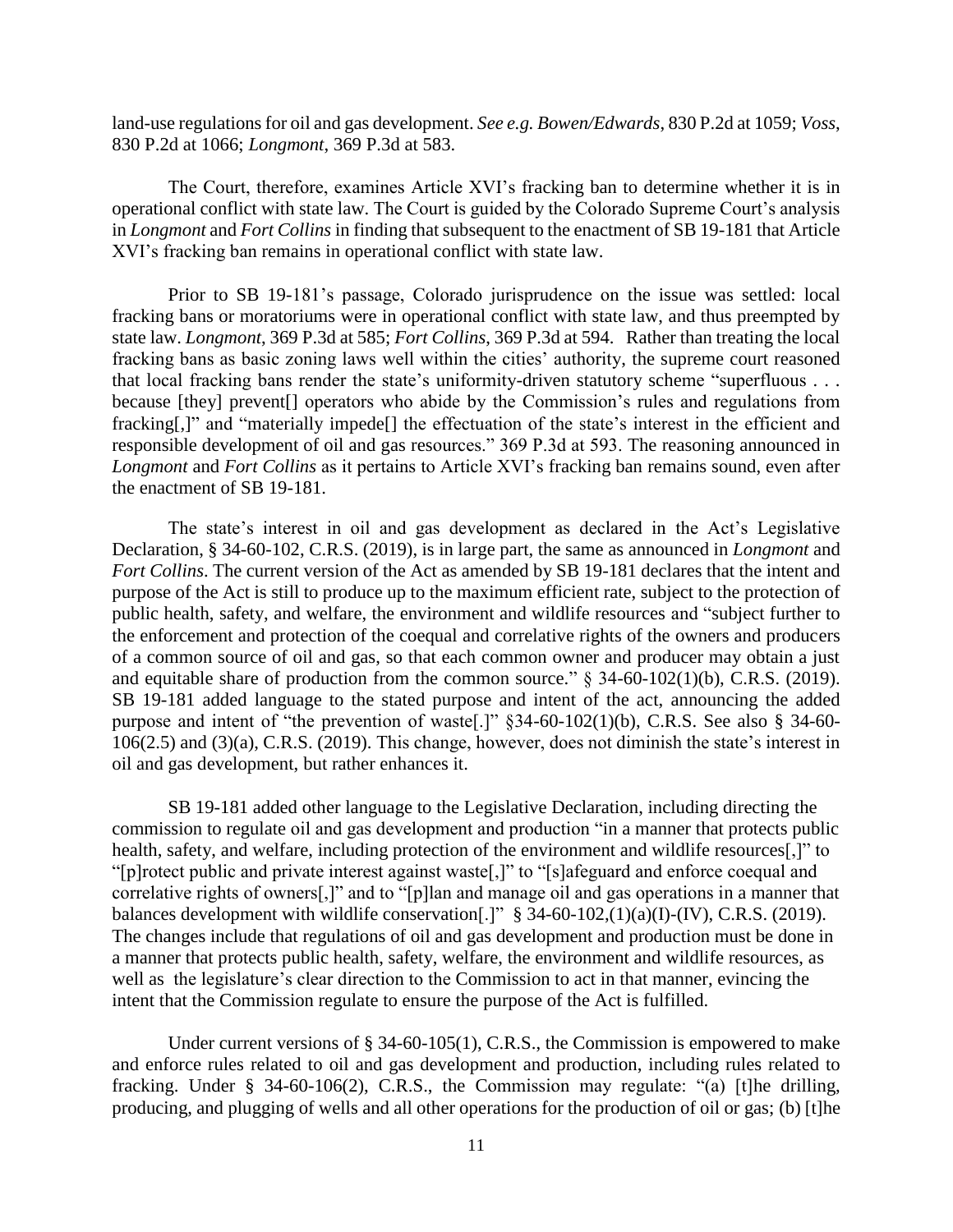land-use regulations for oil and gas development. *See e.g. Bowen/Edwards*, 830 P.2d at 1059; *Voss*, 830 P.2d at 1066; *Longmont*, 369 P.3d at 583.

The Court, therefore, examines Article XVI's fracking ban to determine whether it is in operational conflict with state law. The Court is guided by the Colorado Supreme Court's analysis in *Longmont* and *Fort Collins* in finding that subsequent to the enactment of SB 19-181 that Article XVI's fracking ban remains in operational conflict with state law.

Prior to SB 19-181's passage, Colorado jurisprudence on the issue was settled: local fracking bans or moratoriums were in operational conflict with state law, and thus preempted by state law. *Longmont*, 369 P.3d at 585; *Fort Collins*, 369 P.3d at 594. Rather than treating the local fracking bans as basic zoning laws well within the cities' authority, the supreme court reasoned that local fracking bans render the state's uniformity-driven statutory scheme "superfluous . . . because [they] prevent[] operators who abide by the Commission's rules and regulations from fracking[,]" and "materially impede[] the effectuation of the state's interest in the efficient and responsible development of oil and gas resources." 369 P.3d at 593. The reasoning announced in *Longmont* and *Fort Collins* as it pertains to Article XVI's fracking ban remains sound, even after the enactment of SB 19-181.

The state's interest in oil and gas development as declared in the Act's Legislative Declaration, § 34-60-102, C.R.S. (2019), is in large part, the same as announced in *Longmont* and *Fort Collins*. The current version of the Act as amended by SB 19-181 declares that the intent and purpose of the Act is still to produce up to the maximum efficient rate, subject to the protection of public health, safety, and welfare, the environment and wildlife resources and "subject further to the enforcement and protection of the coequal and correlative rights of the owners and producers of a common source of oil and gas, so that each common owner and producer may obtain a just and equitable share of production from the common source." § 34-60-102(1)(b), C.R.S. (2019). SB 19-181 added language to the stated purpose and intent of the act, announcing the added purpose and intent of "the prevention of waste[.]" §34-60-102(1)(b), C.R.S. See also § 34-60-106(2.5) and (3)(a), C.R.S. (2019). This change, however, does not diminish the state's interest in oil and gas development, but rather enhances it.

SB 19-181 added other language to the Legislative Declaration, including directing the commission to regulate oil and gas development and production "in a manner that protects public health, safety, and welfare, including protection of the environment and wildlife resources[,]" to "[p]rotect public and private interest against waste[,]" to "[s]afeguard and enforce coequal and correlative rights of owners[,]" and to "[p]lan and manage oil and gas operations in a manner that balances development with wildlife conservation[.]" § 34-60-102,(1)(a)(I)-(IV), C.R.S. (2019). The changes include that regulations of oil and gas development and production must be done in a manner that protects public health, safety, welfare, the environment and wildlife resources, as well as the legislature's clear direction to the Commission to act in that manner, evincing the intent that the Commission regulate to ensure the purpose of the Act is fulfilled.

Under current versions of § 34-60-105(1), C.R.S., the Commission is empowered to make and enforce rules related to oil and gas development and production, including rules related to fracking. Under § 34-60-106(2), C.R.S., the Commission may regulate: "(a) [t]he drilling, producing, and plugging of wells and all other operations for the production of oil or gas; (b) [t]he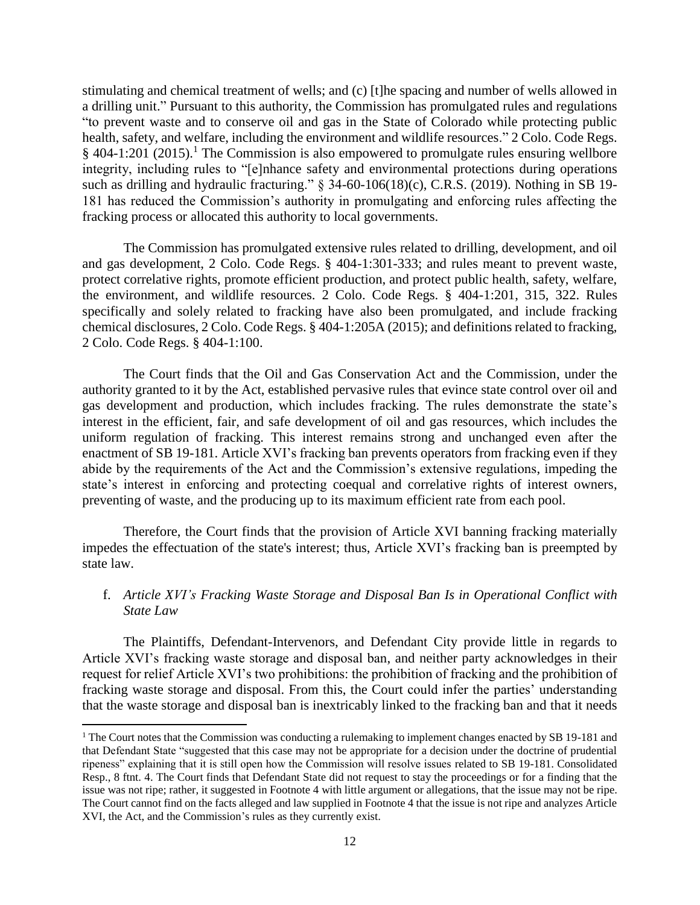stimulating and chemical treatment of wells; and (c) [t]he spacing and number of wells allowed in a drilling unit." Pursuant to this authority, the Commission has promulgated rules and regulations "to prevent waste and to conserve oil and gas in the State of Colorado while protecting public health, safety, and welfare, including the environment and wildlife resources." 2 Colo. Code Regs. § 404-1:201 (2015).[1] The Commission is also empowered to promulgate rules ensuring wellbore integrity, including rules to "[e]nhance safety and environmental protections during operations such as drilling and hydraulic fracturing." § 34-60-106(18)(c), C.R.S. (2019). Nothing in SB 19-181 has reduced the Commission's authority in promulgating and enforcing rules affecting the fracking process or allocated this authority to local governments.

The Commission has promulgated extensive rules related to drilling, development, and oil and gas development, 2 Colo. Code Regs. § 404-1:301-333; and rules meant to prevent waste, protect correlative rights, promote efficient production, and protect public health, safety, welfare, the environment, and wildlife resources. 2 Colo. Code Regs. § 404-1:201, 315, 322. Rules specifically and solely related to fracking have also been promulgated, and include fracking chemical disclosures, 2 Colo. Code Regs. § 404-1:205A (2015); and definitions related to fracking, 2 Colo. Code Regs. § 404-1:100.

The Court finds that the Oil and Gas Conservation Act and the Commission, under the authority granted to it by the Act, established pervasive rules that evince state control over oil and gas development and production, which includes fracking. The rules demonstrate the state's interest in the efficient, fair, and safe development of oil and gas resources, which includes the uniform regulation of fracking. This interest remains strong and unchanged even after the enactment of SB 19-181. Article XVI's fracking ban prevents operators from fracking even if they abide by the requirements of the Act and the Commission's extensive regulations, impeding the state's interest in enforcing and protecting coequal and correlative rights of interest owners, preventing of waste, and the producing up to its maximum efficient rate from each pool.

Therefore, the Court finds that the provision of Article XVI banning fracking materially impedes the effectuation of the state's interest; thus, Article XVI's fracking ban is preempted by state law.

f. *Article XVI's Fracking Waste Storage and Disposal Ban Is in Operational Conflict with State Law*

The Plaintiffs, Defendant-Intervenors, and Defendant City provide little in regards to Article XVI's fracking waste storage and disposal ban, and neither party acknowledges in their request for relief Article XVI's two prohibitions: the prohibition of fracking and the prohibition of fracking waste storage and disposal. From this, the Court could infer the parties' understanding that the waste storage and disposal ban is inextricably linked to the fracking ban and that it needs

[1] The Court notes that the Commission was conducting a rulemaking to implement changes enacted by SB 19-181 and that Defendant State "suggested that this case may not be appropriate for a decision under the doctrine of prudential ripeness" explaining that it is still open how the Commission will resolve issues related to SB 19-181. Consolidated Resp., 8 ftnt. 4. The Court finds that Defendant State did not request to stay the proceedings or for a finding that the issue was not ripe; rather, it suggested in Footnote 4 with little argument or allegations, that the issue may not be ripe. The Court cannot find on the facts alleged and law supplied in Footnote 4 that the issue is not ripe and analyzes Article XVI, the Act, and the Commission's rules as they currently exist.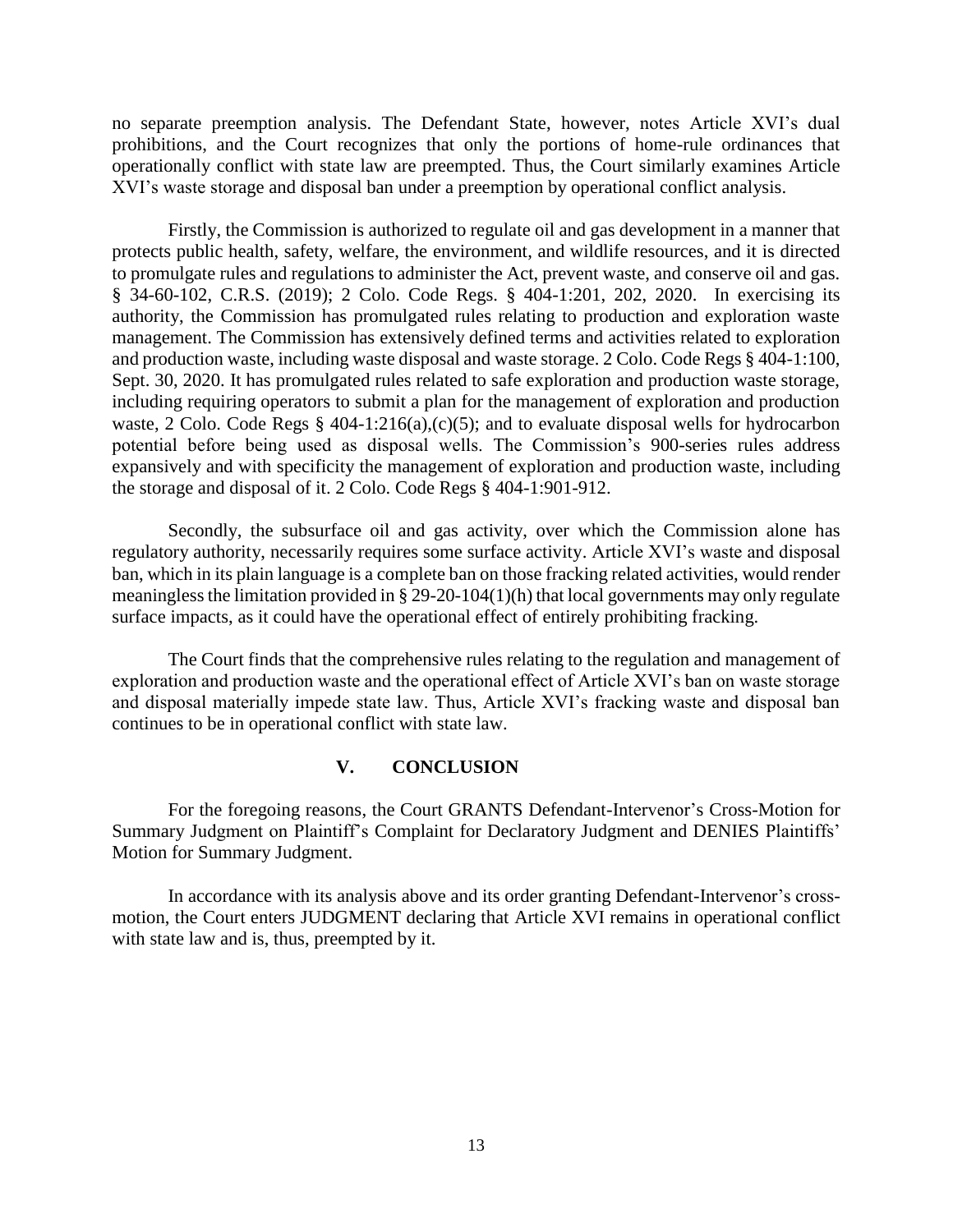no separate preemption analysis. The Defendant State, however, notes Article XVI's dual prohibitions, and the Court recognizes that only the portions of home-rule ordinances that operationally conflict with state law are preempted. Thus, the Court similarly examines Article XVI's waste storage and disposal ban under a preemption by operational conflict analysis.

Firstly, the Commission is authorized to regulate oil and gas development in a manner that protects public health, safety, welfare, the environment, and wildlife resources, and it is directed to promulgate rules and regulations to administer the Act, prevent waste, and conserve oil and gas. § 34-60-102, C.R.S. (2019); 2 Colo. Code Regs. § 404-1:201, 202, 2020. In exercising its authority, the Commission has promulgated rules relating to production and exploration waste management. The Commission has extensively defined terms and activities related to exploration and production waste, including waste disposal and waste storage. 2 Colo. Code Regs § 404-1:100, Sept. 30, 2020. It has promulgated rules related to safe exploration and production waste storage, including requiring operators to submit a plan for the management of exploration and production waste, 2 Colo. Code Regs § 404-1:216(a),(c)(5); and to evaluate disposal wells for hydrocarbon potential before being used as disposal wells. The Commission's 900-series rules address expansively and with specificity the management of exploration and production waste, including the storage and disposal of it. 2 Colo. Code Regs § 404-1:901-912.

Secondly, the subsurface oil and gas activity, over which the Commission alone has regulatory authority, necessarily requires some surface activity. Article XVI's waste and disposal ban, which in its plain language is a complete ban on those fracking related activities, would render meaningless the limitation provided in § 29-20-104(1)(h) that local governments may only regulate surface impacts, as it could have the operational effect of entirely prohibiting fracking.

The Court finds that the comprehensive rules relating to the regulation and management of exploration and production waste and the operational effect of Article XVI's ban on waste storage and disposal materially impede state law. Thus, Article XVI's fracking waste and disposal ban continues to be in operational conflict with state law.

## V. CONCLUSION

For the foregoing reasons, the Court GRANTS Defendant-Intervenor's Cross-Motion for Summary Judgment on Plaintiff's Complaint for Declaratory Judgment and DENIES Plaintiffs' Motion for Summary Judgment.

In accordance with its analysis above and its order granting Defendant-Intervenor's cross-motion, the Court enters JUDGMENT declaring that Article XVI remains in operational conflict with state law and is, thus, preempted by it.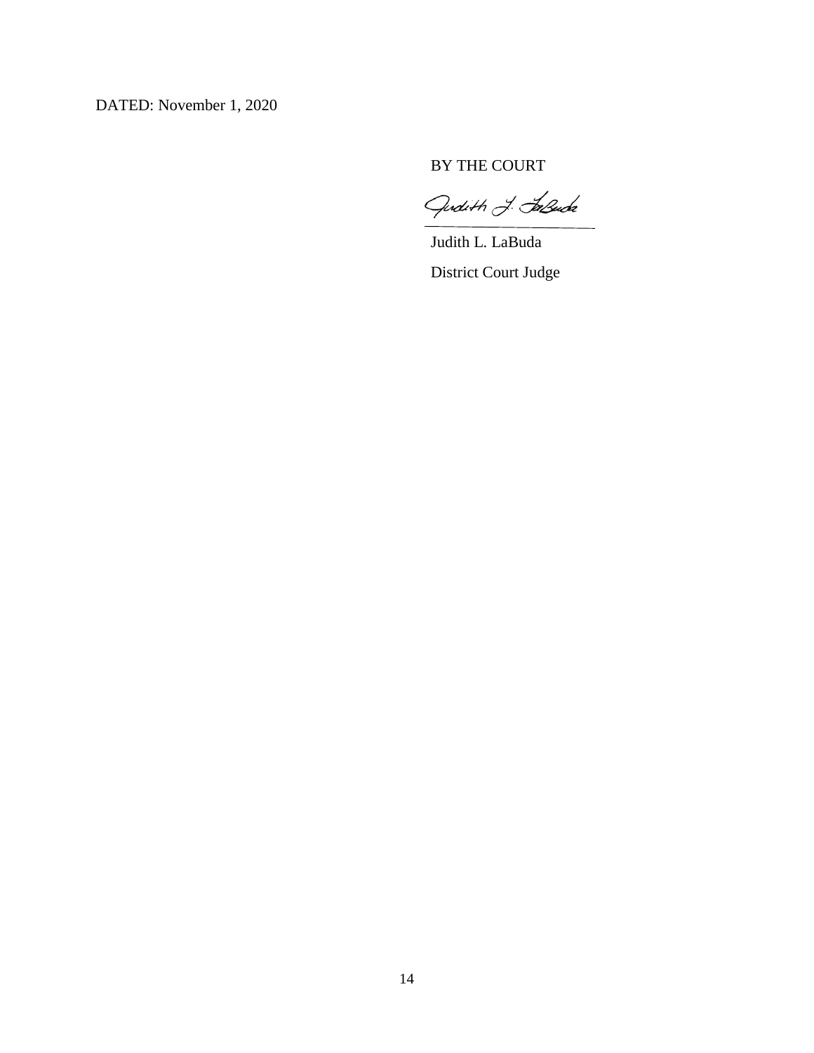DATED: November 1, 2020

BY THE COURT

Judith L. LaBuda

District Court Judge